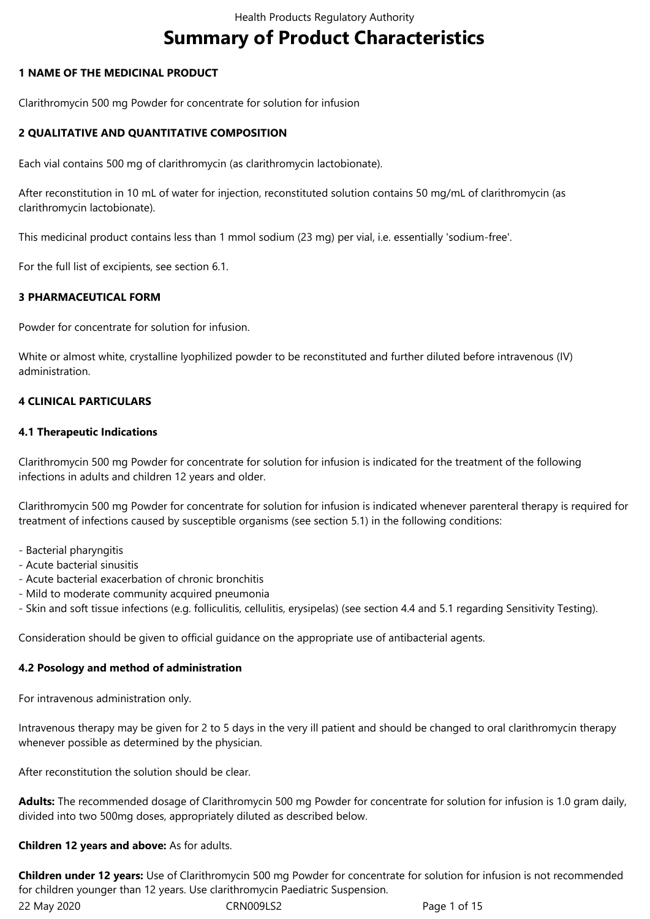# Summary of Product Characteristics

## 1 NAME OF THE MEDICINAL PRODUCT

Clarithromycin 500 mg Powder for concentrate for solution for infusion

## 2 QUALITATIVE AND QUANTITATIVE COMPOSITION

Each vial contains 500 mg of clarithromycin (as clarithromycin lactobionate).

After reconstitution in 10 mL of water for injection, reconstituted solution contains 50 mg/mL of clarithromycin (as clarithromycin lactobionate).

This medicinal product contains less than 1 mmol sodium (23 mg) per vial, i.e. essentially 'sodium-free'.

For the full list of excipients, see section 6.1.

## 3 PHARMACEUTICAL FORM

Powder for concentrate for solution for infusion.

White or almost white, crystalline lyophilized powder to be reconstituted and further diluted before intravenous (IV) administration.

## 4 CLINICAL PARTICULARS

### 4.1 Therapeutic Indications

Clarithromycin 500 mg Powder for concentrate for solution for infusion is indicated for the treatment of the following infections in adults and children 12 years and older.

Clarithromycin 500 mg Powder for concentrate for solution for infusion is indicated whenever parenteral therapy is required for treatment of infections caused by susceptible organisms (see section 5.1) in the following conditions:

- Bacterial pharyngitis
- Acute bacterial sinusitis
- Acute bacterial exacerbation of chronic bronchitis
- Mild to moderate community acquired pneumonia
- Skin and soft tissue infections (e.g. folliculitis, cellulitis, erysipelas) (see section 4.4 and 5.1 regarding Sensitivity Testing).

Consideration should be given to official guidance on the appropriate use of antibacterial agents.

### 4.2 Posology and method of administration

For intravenous administration only.

Intravenous therapy may be given for 2 to 5 days in the very ill patient and should be changed to oral clarithromycin therapy whenever possible as determined by the physician.

After reconstitution the solution should be clear.

**Adults:** The recommended dosage of Clarithromycin 500 mg Powder for concentrate for solution for infusion is 1.0 gram daily, divided into two 500mg doses, appropriately diluted as described below.

**Children 12 years and above:** As for adults.

**Children under 12 years:** Use of Clarithromycin 500 mg Powder for concentrate for solution for infusion is not recommended for children younger than 12 years. Use clarithromycin Paediatric Suspension.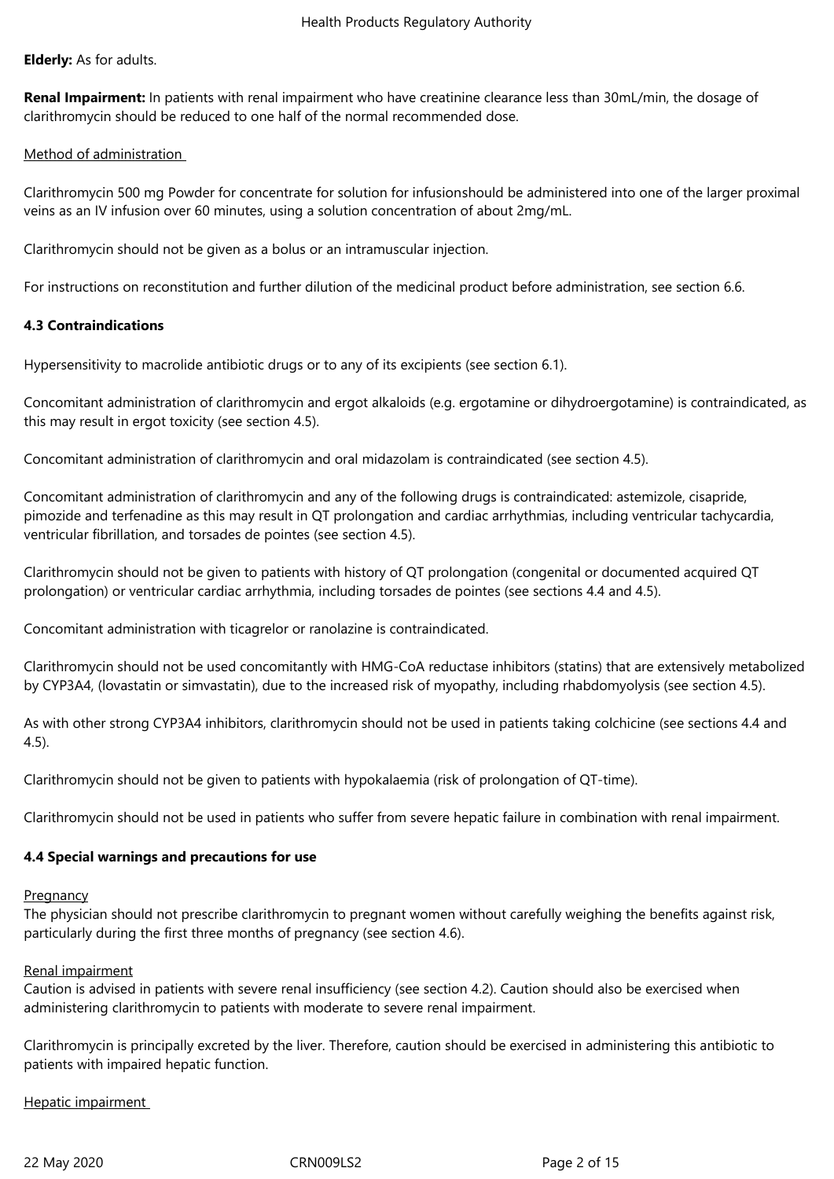**Elderly:** As for adults.

**Renal Impairment:** In patients with renal impairment who have creatinine clearance less than 30mL/min, the dosage of clarithromycin should be reduced to one half of the normal recommended dose.

Method of administration

Clarithromycin 500 mg Powder for concentrate for solution for infusionshould be administered into one of the larger proximal veins as an IV infusion over 60 minutes, using a solution concentration of about 2mg/mL.

Clarithromycin should not be given as a bolus or an intramuscular injection.

For instructions on reconstitution and further dilution of the medicinal product before administration, see section 6.6.

### 4.3 Contraindications

Hypersensitivity to macrolide antibiotic drugs or to any of its excipients (see section 6.1).

Concomitant administration of clarithromycin and ergot alkaloids (e.g. ergotamine or dihydroergotamine) is contraindicated, as this may result in ergot toxicity (see section 4.5).

Concomitant administration of clarithromycin and oral midazolam is contraindicated (see section 4.5).

Concomitant administration of clarithromycin and any of the following drugs is contraindicated: astemizole, cisapride, pimozide and terfenadine as this may result in QT prolongation and cardiac arrhythmias, including ventricular tachycardia, ventricular fibrillation, and torsades de pointes (see section 4.5).

Clarithromycin should not be given to patients with history of QT prolongation (congenital or documented acquired QT prolongation) or ventricular cardiac arrhythmia, including torsades de pointes (see sections 4.4 and 4.5).

Concomitant administration with ticagrelor or ranolazine is contraindicated.

Clarithromycin should not be used concomitantly with HMG-CoA reductase inhibitors (statins) that are extensively metabolized by CYP3A4, (lovastatin or simvastatin), due to the increased risk of myopathy, including rhabdomyolysis (see section 4.5).

As with other strong CYP3A4 inhibitors, clarithromycin should not be used in patients taking colchicine (see sections 4.4 and 4.5).

Clarithromycin should not be given to patients with hypokalaemia (risk of prolongation of QT-time).

Clarithromycin should not be used in patients who suffer from severe hepatic failure in combination with renal impairment.

### 4.4 Special warnings and precautions for use

Pregnancy

The physician should not prescribe clarithromycin to pregnant women without carefully weighing the benefits against risk, particularly during the first three months of pregnancy (see section 4.6).

Renal impairment

Caution is advised in patients with severe renal insufficiency (see section 4.2). Caution should also be exercised when administering clarithromycin to patients with moderate to severe renal impairment.

Clarithromycin is principally excreted by the liver. Therefore, caution should be exercised in administering this antibiotic to patients with impaired hepatic function.

Hepatic impairment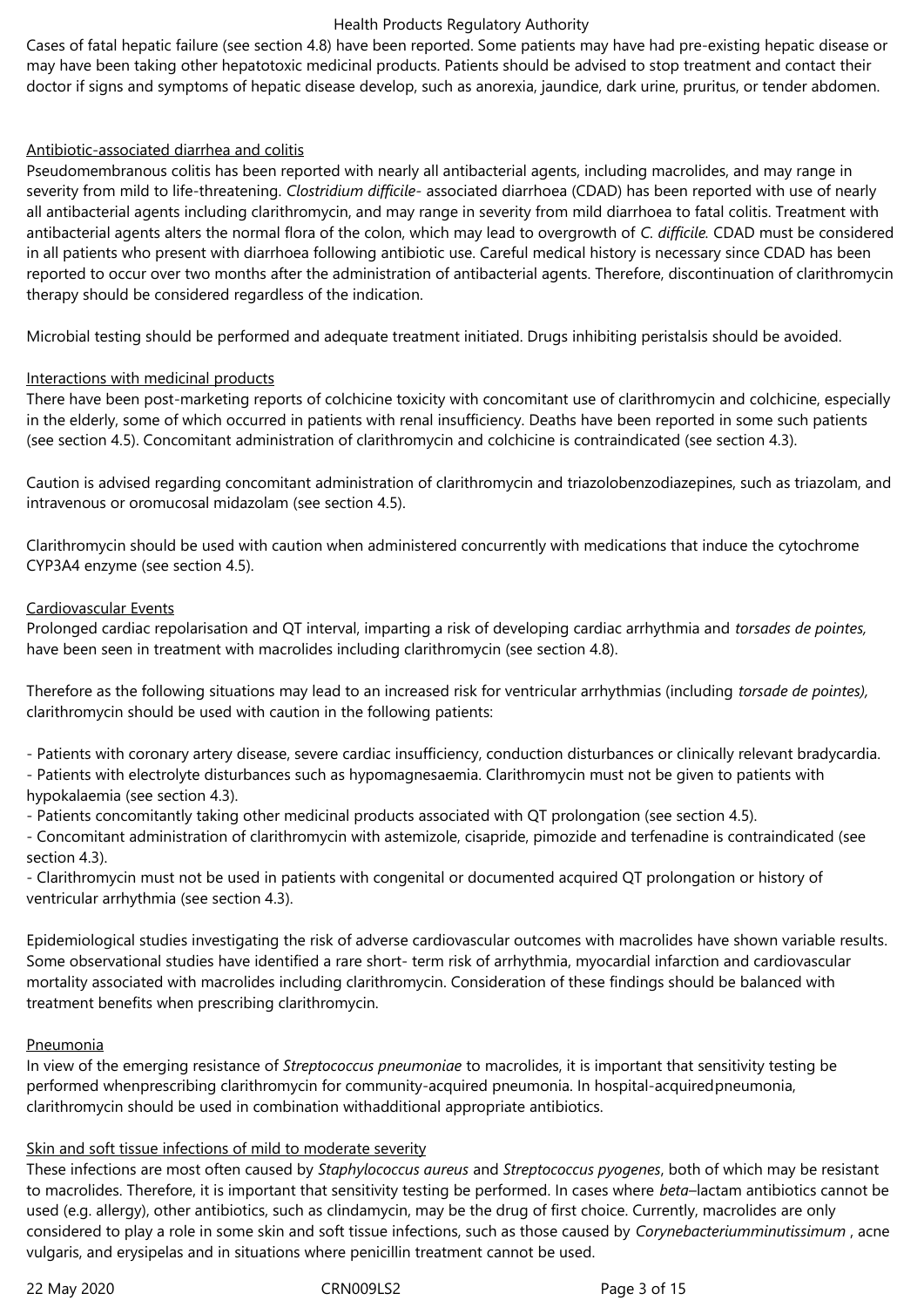Cases of fatal hepatic failure (see section 4.8) have been reported. Some patients may have had pre-existing hepatic disease or may have been taking other hepatotoxic medicinal products. Patients should be advised to stop treatment and contact their doctor if signs and symptoms of hepatic disease develop, such as anorexia, jaundice, dark urine, pruritus, or tender abdomen.

Antibiotic-associated diarrhea and colitis

Pseudomembranous colitis has been reported with nearly all antibacterial agents, including macrolides, and may range in severity from mild to life-threatening. *Clostridium difficile*- associated diarrhoea (CDAD) has been reported with use of nearly all antibacterial agents including clarithromycin, and may range in severity from mild diarrhoea to fatal colitis. Treatment with antibacterial agents alters the normal flora of the colon, which may lead to overgrowth of *C. difficile.* CDAD must be considered in all patients who present with diarrhoea following antibiotic use. Careful medical history is necessary since CDAD has been reported to occur over two months after the administration of antibacterial agents. Therefore, discontinuation of clarithromycin therapy should be considered regardless of the indication.

Microbial testing should be performed and adequate treatment initiated. Drugs inhibiting peristalsis should be avoided.

Interactions with medicinal products

There have been post-marketing reports of colchicine toxicity with concomitant use of clarithromycin and colchicine, especially in the elderly, some of which occurred in patients with renal insufficiency. Deaths have been reported in some such patients (see section 4.5). Concomitant administration of clarithromycin and colchicine is contraindicated (see section 4.3).

Caution is advised regarding concomitant administration of clarithromycin and triazolobenzodiazepines, such as triazolam, and intravenous or oromucosal midazolam (see section 4.5).

Clarithromycin should be used with caution when administered concurrently with medications that induce the cytochrome CYP3A4 enzyme (see section 4.5).

Cardiovascular Events

Prolonged cardiac repolarisation and QT interval, imparting a risk of developing cardiac arrhythmia and *torsades de pointes,* have been seen in treatment with macrolides including clarithromycin (see section 4.8).

Therefore as the following situations may lead to an increased risk for ventricular arrhythmias (including *torsade de pointes),* clarithromycin should be used with caution in the following patients:

- Patients with coronary artery disease, severe cardiac insufficiency, conduction disturbances or clinically relevant bradycardia.
- Patients with electrolyte disturbances such as hypomagnesaemia. Clarithromycin must not be given to patients with hypokalaemia (see section 4.3).
- Patients concomitantly taking other medicinal products associated with QT prolongation (see section 4.5).
- Concomitant administration of clarithromycin with astemizole, cisapride, pimozide and terfenadine is contraindicated (see section 4.3).
- Clarithromycin must not be used in patients with congenital or documented acquired QT prolongation or history of ventricular arrhythmia (see section 4.3).

Epidemiological studies investigating the risk of adverse cardiovascular outcomes with macrolides have shown variable results. Some observational studies have identified a rare short- term risk of arrhythmia, myocardial infarction and cardiovascular mortality associated with macrolides including clarithromycin. Consideration of these findings should be balanced with treatment benefits when prescribing clarithromycin.

Pneumonia

In view of the emerging resistance of *Streptococcus pneumoniae* to macrolides, it is important that sensitivity testing be performed whenprescribing clarithromycin for community-acquired pneumonia. In hospital-acquiredpneumonia, clarithromycin should be used in combination withadditional appropriate antibiotics.

Skin and soft tissue infections of mild to moderate severity

These infections are most often caused by *Staphylococcus aureus* and *Streptococcus pyogenes*, both of which may be resistant to macrolides. Therefore, it is important that sensitivity testing be performed. In cases where *beta*–lactam antibiotics cannot be used (e.g. allergy), other antibiotics, such as clindamycin, may be the drug of first choice. Currently, macrolides are only considered to play a role in some skin and soft tissue infections, such as those caused by *Corynebacteriumminutissimum* , acne vulgaris, and erysipelas and in situations where penicillin treatment cannot be used.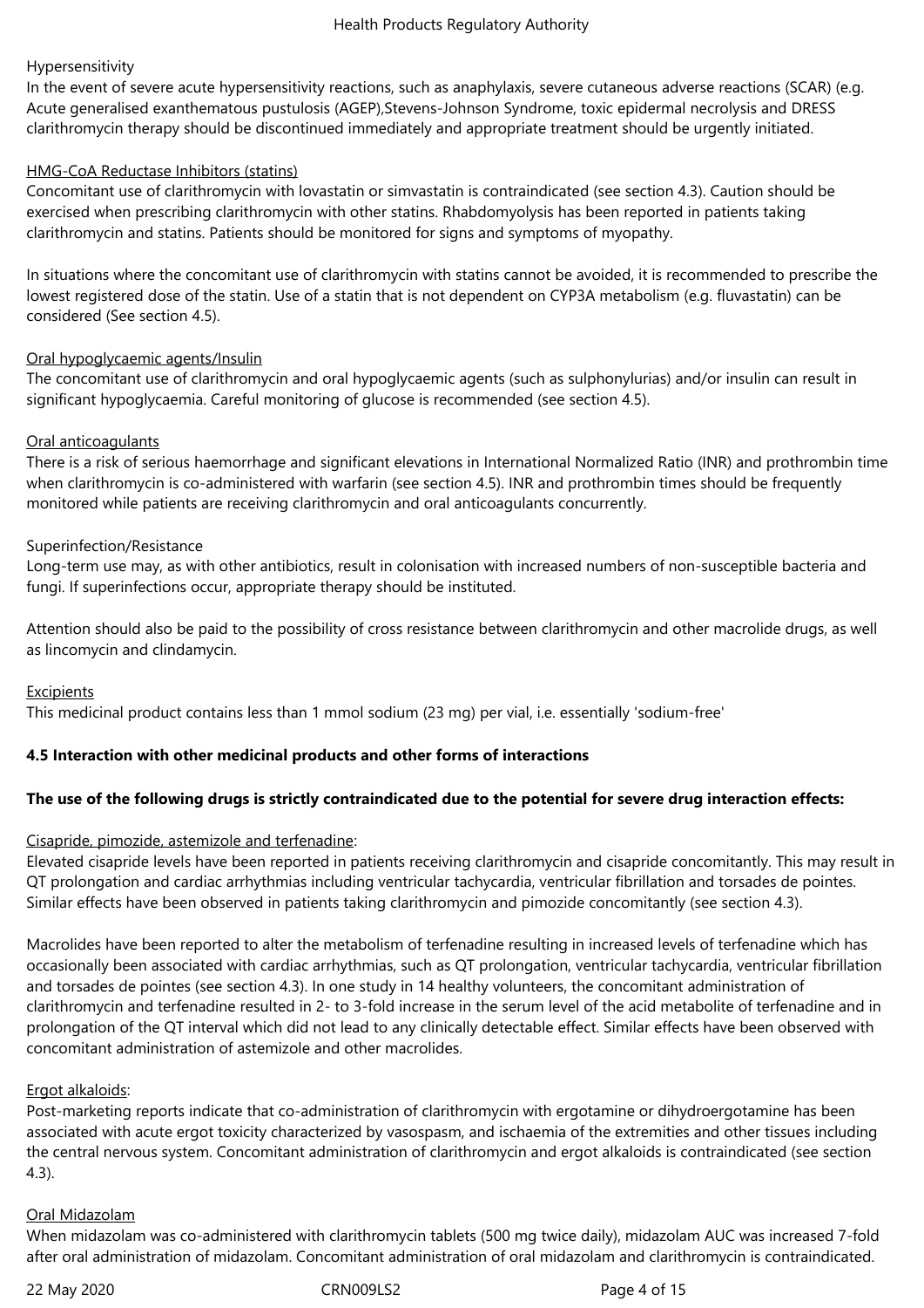Hypersensitivity

In the event of severe acute hypersensitivity reactions, such as anaphylaxis, severe cutaneous adverse reactions (SCAR) (e.g. Acute generalised exanthematous pustulosis (AGEP),Stevens-Johnson Syndrome, toxic epidermal necrolysis and DRESS clarithromycin therapy should be discontinued immediately and appropriate treatment should be urgently initiated.

HMG-CoA Reductase Inhibitors (statins)

Concomitant use of clarithromycin with lovastatin or simvastatin is contraindicated (see section 4.3). Caution should be exercised when prescribing clarithromycin with other statins. Rhabdomyolysis has been reported in patients taking clarithromycin and statins. Patients should be monitored for signs and symptoms of myopathy.

In situations where the concomitant use of clarithromycin with statins cannot be avoided, it is recommended to prescribe the lowest registered dose of the statin. Use of a statin that is not dependent on CYP3A metabolism (e.g. fluvastatin) can be considered (See section 4.5).

Oral hypoglycaemic agents/Insulin

The concomitant use of clarithromycin and oral hypoglycaemic agents (such as sulphonylurias) and/or insulin can result in significant hypoglycaemia. Careful monitoring of glucose is recommended (see section 4.5).

Oral anticoagulants

There is a risk of serious haemorrhage and significant elevations in International Normalized Ratio (INR) and prothrombin time when clarithromycin is co-administered with warfarin (see section 4.5). INR and prothrombin times should be frequently monitored while patients are receiving clarithromycin and oral anticoagulants concurrently.

Superinfection/Resistance

Long-term use may, as with other antibiotics, result in colonisation with increased numbers of non-susceptible bacteria and fungi. If superinfections occur, appropriate therapy should be instituted.

Attention should also be paid to the possibility of cross resistance between clarithromycin and other macrolide drugs, as well as lincomycin and clindamycin.

Excipients

This medicinal product contains less than 1 mmol sodium (23 mg) per vial, i.e. essentially 'sodium-free'

**4.5 Interaction with other medicinal products and other forms of interactions**

**The use of the following drugs is strictly contraindicated due to the potential for severe drug interaction effects:**

Cisapride, pimozide, astemizole and terfenadine:

Elevated cisapride levels have been reported in patients receiving clarithromycin and cisapride concomitantly. This may result in QT prolongation and cardiac arrhythmias including ventricular tachycardia, ventricular fibrillation and torsades de pointes. Similar effects have been observed in patients taking clarithromycin and pimozide concomitantly (see section 4.3).

Macrolides have been reported to alter the metabolism of terfenadine resulting in increased levels of terfenadine which has occasionally been associated with cardiac arrhythmias, such as QT prolongation, ventricular tachycardia, ventricular fibrillation and torsades de pointes (see section 4.3). In one study in 14 healthy volunteers, the concomitant administration of clarithromycin and terfenadine resulted in 2- to 3-fold increase in the serum level of the acid metabolite of terfenadine and in prolongation of the QT interval which did not lead to any clinically detectable effect. Similar effects have been observed with concomitant administration of astemizole and other macrolides.

Ergot alkaloids:

Post-marketing reports indicate that co-administration of clarithromycin with ergotamine or dihydroergotamine has been associated with acute ergot toxicity characterized by vasospasm, and ischaemia of the extremities and other tissues including the central nervous system. Concomitant administration of clarithromycin and ergot alkaloids is contraindicated (see section 4.3).

Oral Midazolam

When midazolam was co-administered with clarithromycin tablets (500 mg twice daily), midazolam AUC was increased 7-fold after oral administration of midazolam. Concomitant administration of oral midazolam and clarithromycin is contraindicated.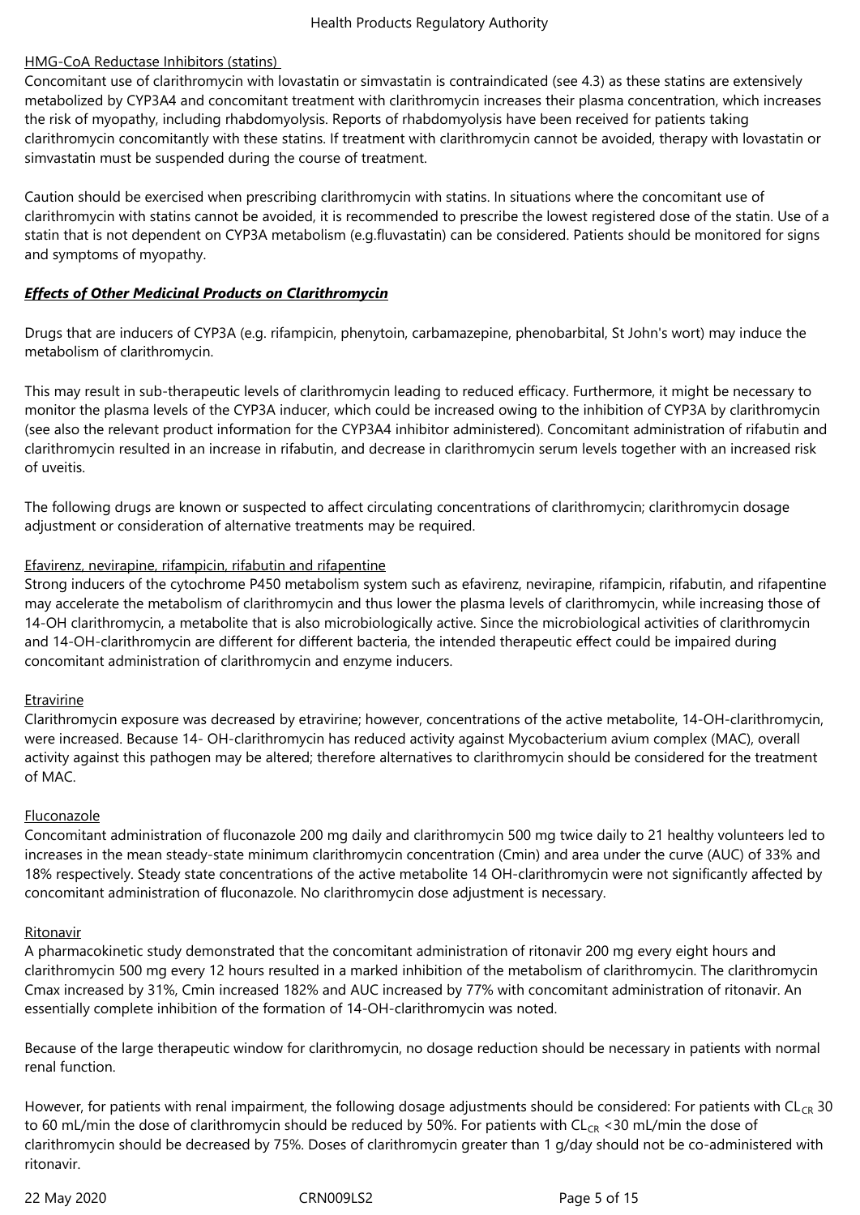HMG-CoA Reductase Inhibitors (statins)

Concomitant use of clarithromycin with lovastatin or simvastatin is contraindicated (see 4.3) as these statins are extensively metabolized by CYP3A4 and concomitant treatment with clarithromycin increases their plasma concentration, which increases the risk of myopathy, including rhabdomyolysis. Reports of rhabdomyolysis have been received for patients taking clarithromycin concomitantly with these statins. If treatment with clarithromycin cannot be avoided, therapy with lovastatin or simvastatin must be suspended during the course of treatment.

Caution should be exercised when prescribing clarithromycin with statins. In situations where the concomitant use of clarithromycin with statins cannot be avoided, it is recommended to prescribe the lowest registered dose of the statin. Use of a statin that is not dependent on CYP3A metabolism (e.g.fluvastatin) can be considered. Patients should be monitored for signs and symptoms of myopathy.

***Effects of Other Medicinal Products on Clarithromycin***

Drugs that are inducers of CYP3A (e.g. rifampicin, phenytoin, carbamazepine, phenobarbital, St John's wort) may induce the metabolism of clarithromycin.

This may result in sub-therapeutic levels of clarithromycin leading to reduced efficacy. Furthermore, it might be necessary to monitor the plasma levels of the CYP3A inducer, which could be increased owing to the inhibition of CYP3A by clarithromycin (see also the relevant product information for the CYP3A4 inhibitor administered). Concomitant administration of rifabutin and clarithromycin resulted in an increase in rifabutin, and decrease in clarithromycin serum levels together with an increased risk of uveitis.

The following drugs are known or suspected to affect circulating concentrations of clarithromycin; clarithromycin dosage adjustment or consideration of alternative treatments may be required.

Efavirenz, nevirapine, rifampicin, rifabutin and rifapentine

Strong inducers of the cytochrome P450 metabolism system such as efavirenz, nevirapine, rifampicin, rifabutin, and rifapentine may accelerate the metabolism of clarithromycin and thus lower the plasma levels of clarithromycin, while increasing those of 14-OH clarithromycin, a metabolite that is also microbiologically active. Since the microbiological activities of clarithromycin and 14-OH-clarithromycin are different for different bacteria, the intended therapeutic effect could be impaired during concomitant administration of clarithromycin and enzyme inducers.

Etravirine

Clarithromycin exposure was decreased by etravirine; however, concentrations of the active metabolite, 14-OH-clarithromycin, were increased. Because 14- OH-clarithromycin has reduced activity against Mycobacterium avium complex (MAC), overall activity against this pathogen may be altered; therefore alternatives to clarithromycin should be considered for the treatment of MAC.

Fluconazole

Concomitant administration of fluconazole 200 mg daily and clarithromycin 500 mg twice daily to 21 healthy volunteers led to increases in the mean steady-state minimum clarithromycin concentration (Cmin) and area under the curve (AUC) of 33% and 18% respectively. Steady state concentrations of the active metabolite 14 OH-clarithromycin were not significantly affected by concomitant administration of fluconazole. No clarithromycin dose adjustment is necessary.

Ritonavir

A pharmacokinetic study demonstrated that the concomitant administration of ritonavir 200 mg every eight hours and clarithromycin 500 mg every 12 hours resulted in a marked inhibition of the metabolism of clarithromycin. The clarithromycin Cmax increased by 31%, Cmin increased 182% and AUC increased by 77% with concomitant administration of ritonavir. An essentially complete inhibition of the formation of 14-OH-clarithromycin was noted.

Because of the large therapeutic window for clarithromycin, no dosage reduction should be necessary in patients with normal renal function.

However, for patients with renal impairment, the following dosage adjustments should be considered: For patients with $CL_{CR}$ 30 to 60 mL/min the dose of clarithromycin should be reduced by 50%. For patients with $CL_{CR}$ <30 mL/min the dose of clarithromycin should be decreased by 75%. Doses of clarithromycin greater than 1 g/day should not be co-administered with ritonavir.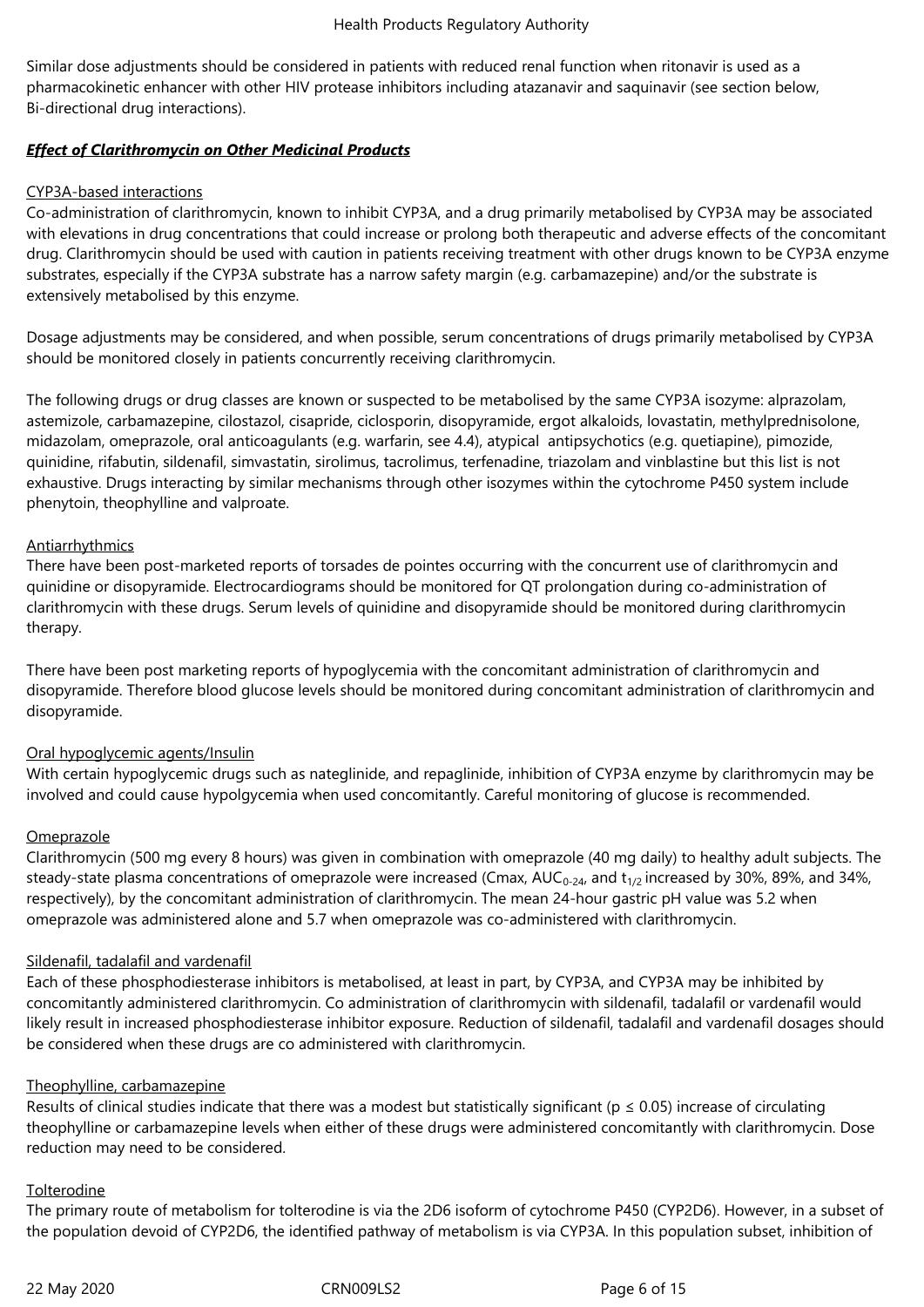Similar dose adjustments should be considered in patients with reduced renal function when ritonavir is used as a pharmacokinetic enhancer with other HIV protease inhibitors including atazanavir and saquinavir (see section below, Bi-directional drug interactions).

***Effect of Clarithromycin on Other Medicinal Products***

CYP3A-based interactions

Co-administration of clarithromycin, known to inhibit CYP3A, and a drug primarily metabolised by CYP3A may be associated with elevations in drug concentrations that could increase or prolong both therapeutic and adverse effects of the concomitant drug. Clarithromycin should be used with caution in patients receiving treatment with other drugs known to be CYP3A enzyme substrates, especially if the CYP3A substrate has a narrow safety margin (e.g. carbamazepine) and/or the substrate is extensively metabolised by this enzyme.

Dosage adjustments may be considered, and when possible, serum concentrations of drugs primarily metabolised by CYP3A should be monitored closely in patients concurrently receiving clarithromycin.

The following drugs or drug classes are known or suspected to be metabolised by the same CYP3A isozyme: alprazolam, astemizole, carbamazepine, cilostazol, cisapride, ciclosporin, disopyramide, ergot alkaloids, lovastatin, methylprednisolone, midazolam, omeprazole, oral anticoagulants (e.g. warfarin, see 4.4), atypical antipsychotics (e.g. quetiapine), pimozide, quinidine, rifabutin, sildenafil, simvastatin, sirolimus, tacrolimus, terfenadine, triazolam and vinblastine but this list is not exhaustive. Drugs interacting by similar mechanisms through other isozymes within the cytochrome P450 system include phenytoin, theophylline and valproate.

Antiarrhythmics

There have been post-marketed reports of torsades de pointes occurring with the concurrent use of clarithromycin and quinidine or disopyramide. Electrocardiograms should be monitored for QT prolongation during co-administration of clarithromycin with these drugs. Serum levels of quinidine and disopyramide should be monitored during clarithromycin therapy.

There have been post marketing reports of hypoglycemia with the concomitant administration of clarithromycin and disopyramide. Therefore blood glucose levels should be monitored during concomitant administration of clarithromycin and disopyramide.

Oral hypoglycemic agents/Insulin

With certain hypoglycemic drugs such as nateglinide, and repaglinide, inhibition of CYP3A enzyme by clarithromycin may be involved and could cause hypolgycemia when used concomitantly. Careful monitoring of glucose is recommended.

Omeprazole

Clarithromycin (500 mg every 8 hours) was given in combination with omeprazole (40 mg daily) to healthy adult subjects. The steady-state plasma concentrations of omeprazole were increased (Cmax, $AUC_{0-24}$, and $t_{1/2}$ increased by 30%, 89%, and 34%, respectively), by the concomitant administration of clarithromycin. The mean 24-hour gastric pH value was 5.2 when omeprazole was administered alone and 5.7 when omeprazole was co-administered with clarithromycin.

Sildenafil, tadalafil and vardenafil

Each of these phosphodiesterase inhibitors is metabolised, at least in part, by CYP3A, and CYP3A may be inhibited by concomitantly administered clarithromycin. Co administration of clarithromycin with sildenafil, tadalafil or vardenafil would likely result in increased phosphodiesterase inhibitor exposure. Reduction of sildenafil, tadalafil and vardenafil dosages should be considered when these drugs are co administered with clarithromycin.

Theophylline, carbamazepine

Results of clinical studies indicate that there was a modest but statistically significant ($p \leq 0.05$) increase of circulating theophylline or carbamazepine levels when either of these drugs were administered concomitantly with clarithromycin. Dose reduction may need to be considered.

Tolterodine

The primary route of metabolism for tolterodine is via the 2D6 isoform of cytochrome P450 (CYP2D6). However, in a subset of the population devoid of CYP2D6, the identified pathway of metabolism is via CYP3A. In this population subset, inhibition of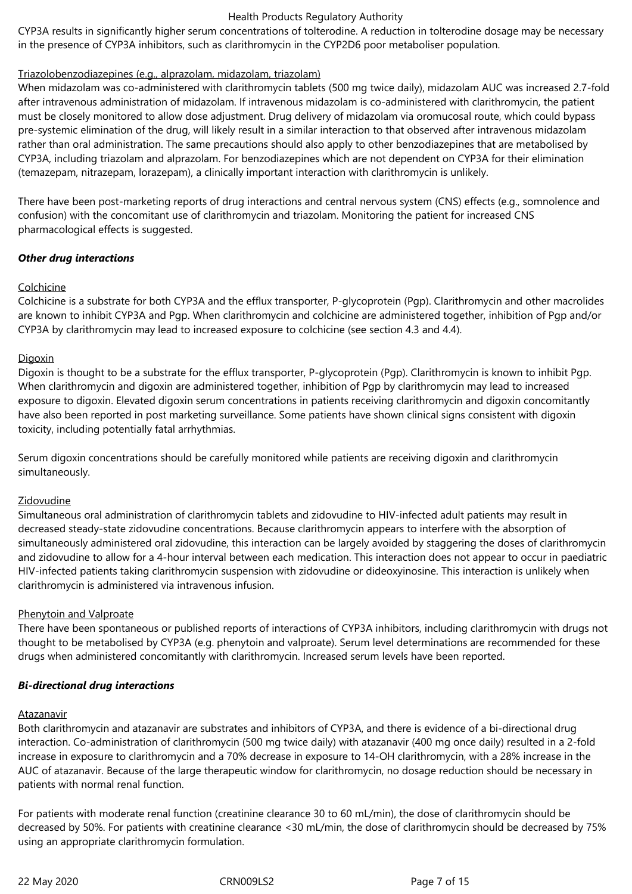CYP3A results in significantly higher serum concentrations of tolterodine. A reduction in tolterodine dosage may be necessary in the presence of CYP3A inhibitors, such as clarithromycin in the CYP2D6 poor metaboliser population.

Triazolobenzodiazepines (e.g., alprazolam, midazolam, triazolam)

When midazolam was co-administered with clarithromycin tablets (500 mg twice daily), midazolam AUC was increased 2.7-fold after intravenous administration of midazolam. If intravenous midazolam is co-administered with clarithromycin, the patient must be closely monitored to allow dose adjustment. Drug delivery of midazolam via oromucosal route, which could bypass pre-systemic elimination of the drug, will likely result in a similar interaction to that observed after intravenous midazolam rather than oral administration. The same precautions should also apply to other benzodiazepines that are metabolised by CYP3A, including triazolam and alprazolam. For benzodiazepines which are not dependent on CYP3A for their elimination (temazepam, nitrazepam, lorazepam), a clinically important interaction with clarithromycin is unlikely.

There have been post-marketing reports of drug interactions and central nervous system (CNS) effects (e.g., somnolence and confusion) with the concomitant use of clarithromycin and triazolam. Monitoring the patient for increased CNS pharmacological effects is suggested.

***Other drug interactions***

Colchicine

Colchicine is a substrate for both CYP3A and the efflux transporter, P-glycoprotein (Pgp). Clarithromycin and other macrolides are known to inhibit CYP3A and Pgp. When clarithromycin and colchicine are administered together, inhibition of Pgp and/or CYP3A by clarithromycin may lead to increased exposure to colchicine (see section 4.3 and 4.4).

Digoxin

Digoxin is thought to be a substrate for the efflux transporter, P-glycoprotein (Pgp). Clarithromycin is known to inhibit Pgp. When clarithromycin and digoxin are administered together, inhibition of Pgp by clarithromycin may lead to increased exposure to digoxin. Elevated digoxin serum concentrations in patients receiving clarithromycin and digoxin concomitantly have also been reported in post marketing surveillance. Some patients have shown clinical signs consistent with digoxin toxicity, including potentially fatal arrhythmias.

Serum digoxin concentrations should be carefully monitored while patients are receiving digoxin and clarithromycin simultaneously.

Zidovudine

Simultaneous oral administration of clarithromycin tablets and zidovudine to HIV-infected adult patients may result in decreased steady-state zidovudine concentrations. Because clarithromycin appears to interfere with the absorption of simultaneously administered oral zidovudine, this interaction can be largely avoided by staggering the doses of clarithromycin and zidovudine to allow for a 4-hour interval between each medication. This interaction does not appear to occur in paediatric HIV-infected patients taking clarithromycin suspension with zidovudine or dideoxyinosine. This interaction is unlikely when clarithromycin is administered via intravenous infusion.

Phenytoin and Valproate

There have been spontaneous or published reports of interactions of CYP3A inhibitors, including clarithromycin with drugs not thought to be metabolised by CYP3A (e.g. phenytoin and valproate). Serum level determinations are recommended for these drugs when administered concomitantly with clarithromycin. Increased serum levels have been reported.

***Bi-directional drug interactions***

Atazanavir

Both clarithromycin and atazanavir are substrates and inhibitors of CYP3A, and there is evidence of a bi-directional drug interaction. Co-administration of clarithromycin (500 mg twice daily) with atazanavir (400 mg once daily) resulted in a 2-fold increase in exposure to clarithromycin and a 70% decrease in exposure to 14-OH clarithromycin, with a 28% increase in the AUC of atazanavir. Because of the large therapeutic window for clarithromycin, no dosage reduction should be necessary in patients with normal renal function.

For patients with moderate renal function (creatinine clearance 30 to 60 mL/min), the dose of clarithromycin should be decreased by 50%. For patients with creatinine clearance <30 mL/min, the dose of clarithromycin should be decreased by 75% using an appropriate clarithromycin formulation.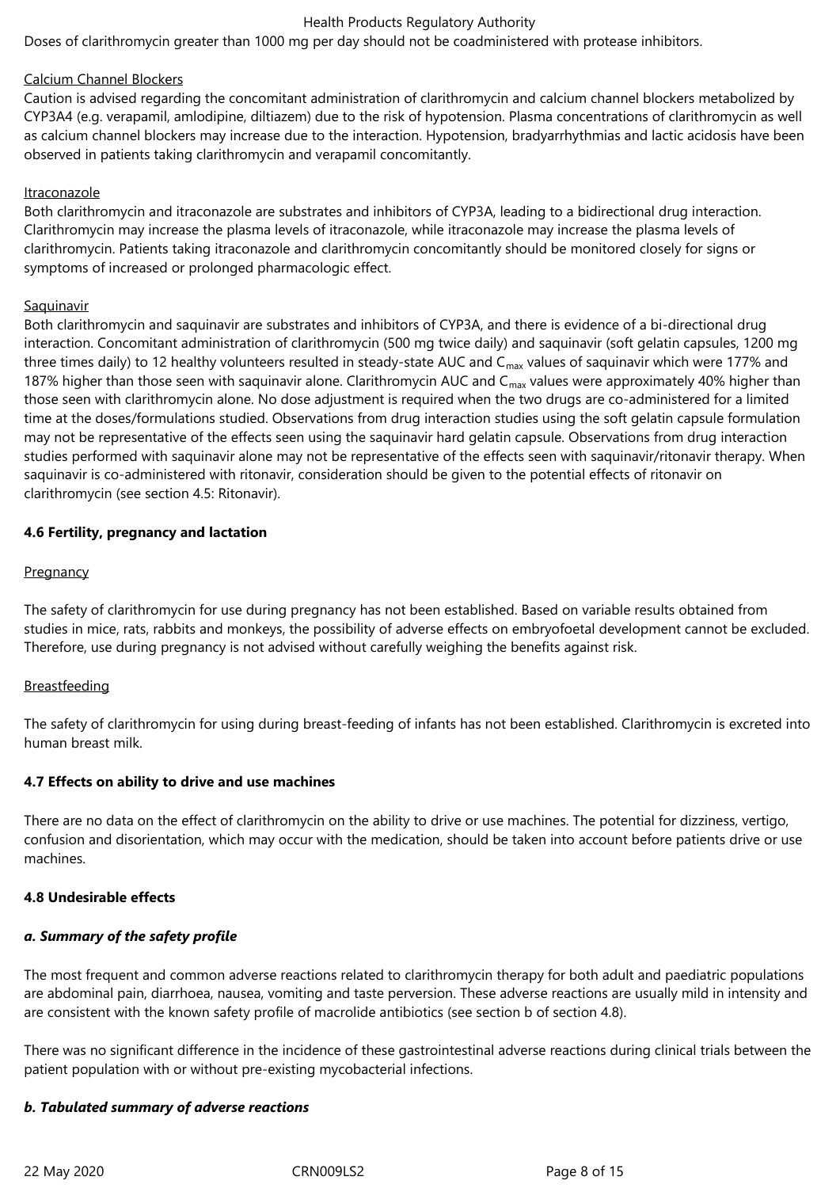Doses of clarithromycin greater than 1000 mg per day should not be coadministered with protease inhibitors.

Calcium Channel Blockers

Caution is advised regarding the concomitant administration of clarithromycin and calcium channel blockers metabolized by CYP3A4 (e.g. verapamil, amlodipine, diltiazem) due to the risk of hypotension. Plasma concentrations of clarithromycin as well as calcium channel blockers may increase due to the interaction. Hypotension, bradyarrhythmias and lactic acidosis have been observed in patients taking clarithromycin and verapamil concomitantly.

Itraconazole

Both clarithromycin and itraconazole are substrates and inhibitors of CYP3A, leading to a bidirectional drug interaction. Clarithromycin may increase the plasma levels of itraconazole, while itraconazole may increase the plasma levels of clarithromycin. Patients taking itraconazole and clarithromycin concomitantly should be monitored closely for signs or symptoms of increased or prolonged pharmacologic effect.

Saquinavir

Both clarithromycin and saquinavir are substrates and inhibitors of CYP3A, and there is evidence of a bi-directional drug interaction. Concomitant administration of clarithromycin (500 mg twice daily) and saquinavir (soft gelatin capsules, 1200 mg three times daily) to 12 healthy volunteers resulted in steady-state AUC and $C_{max}$ values of saquinavir which were 177% and 187% higher than those seen with saquinavir alone. Clarithromycin AUC and $C_{max}$ values were approximately 40% higher than those seen with clarithromycin alone. No dose adjustment is required when the two drugs are co-administered for a limited time at the doses/formulations studied. Observations from drug interaction studies using the soft gelatin capsule formulation may not be representative of the effects seen using the saquinavir hard gelatin capsule. Observations from drug interaction studies performed with saquinavir alone may not be representative of the effects seen with saquinavir/ritonavir therapy. When saquinavir is co-administered with ritonavir, consideration should be given to the potential effects of ritonavir on clarithromycin (see section 4.5: Ritonavir).

**4.6 Fertility, pregnancy and lactation**

Pregnancy

The safety of clarithromycin for use during pregnancy has not been established. Based on variable results obtained from studies in mice, rats, rabbits and monkeys, the possibility of adverse effects on embryofoetal development cannot be excluded. Therefore, use during pregnancy is not advised without carefully weighing the benefits against risk.

Breastfeeding

The safety of clarithromycin for using during breast-feeding of infants has not been established. Clarithromycin is excreted into human breast milk.

**4.7 Effects on ability to drive and use machines**

There are no data on the effect of clarithromycin on the ability to drive or use machines. The potential for dizziness, vertigo, confusion and disorientation, which may occur with the medication, should be taken into account before patients drive or use machines.

**4.8 Undesirable effects**

***a. Summary of the safety profile***

The most frequent and common adverse reactions related to clarithromycin therapy for both adult and paediatric populations are abdominal pain, diarrhoea, nausea, vomiting and taste perversion. These adverse reactions are usually mild in intensity and are consistent with the known safety profile of macrolide antibiotics (see section b of section 4.8).

There was no significant difference in the incidence of these gastrointestinal adverse reactions during clinical trials between the patient population with or without pre-existing mycobacterial infections.

***b. Tabulated summary of adverse reactions***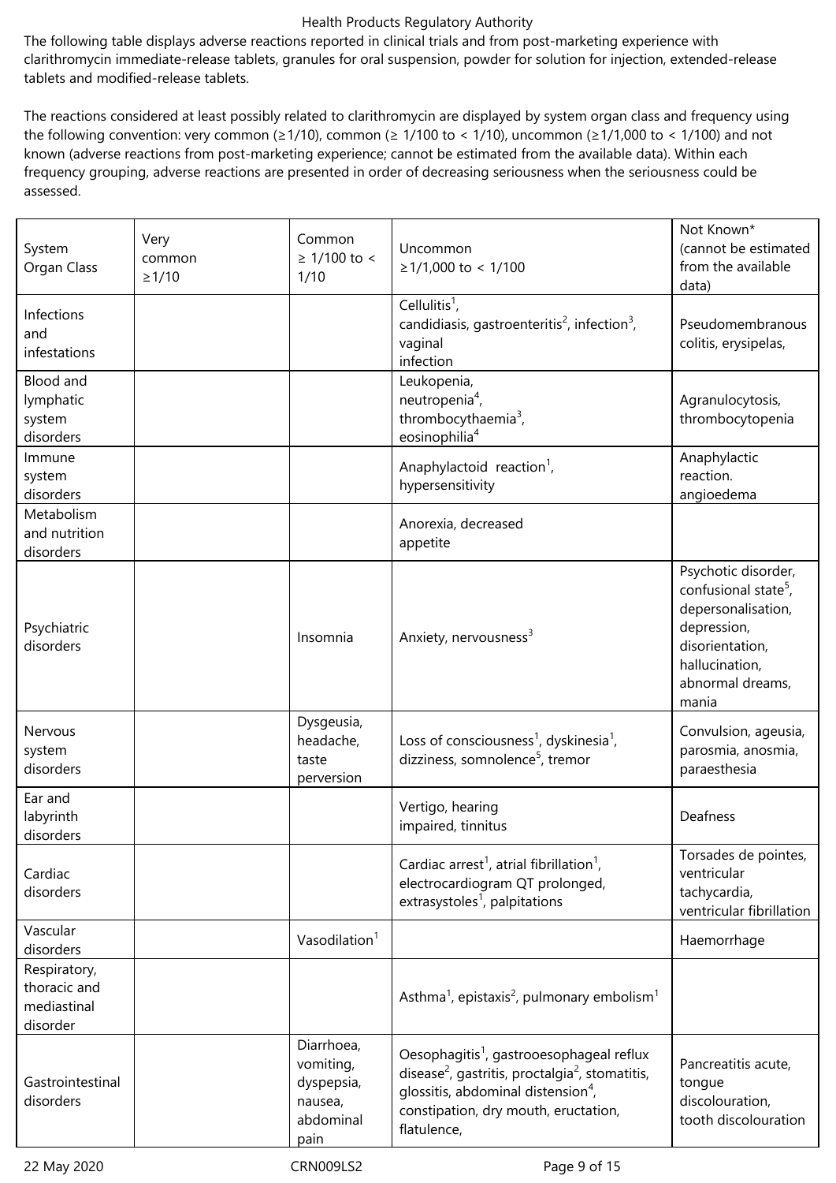The following table displays adverse reactions reported in clinical trials and from post-marketing experience with clarithromycin immediate-release tablets, granules for oral suspension, powder for solution for injection, extended-release tablets and modified-release tablets.

The reactions considered at least possibly related to clarithromycin are displayed by system organ class and frequency using the following convention: very common (≥1/10), common (≥ 1/100 to < 1/10), uncommon (≥1/1,000 to < 1/100) and not known (adverse reactions from post-marketing experience; cannot be estimated from the available data). Within each frequency grouping, adverse reactions are presented in order of decreasing seriousness when the seriousness could be assessed.

| System Organ Class | Very common ≥1/10 | Common ≥ 1/100 to < 1/10 | Uncommon ≥1/1,000 to < 1/100 | Not Known* (cannot be estimated from the available data) |
|---|---|---|---|---|
| Infections and infestations | | | Cellulitis[1], candidiasis, gastroenteritis[2], infection[3], vaginal infection | Pseudomembranous colitis, erysipelas, |
| Blood and lymphatic system disorders | | | Leukopenia, neutropenia[4], thrombocythaemia[3], eosinophilia[4] | Agranulocytosis, thrombocytopenia |
| Immune system disorders | | | Anaphylactoid reaction[1], hypersensitivity | Anaphylactic reaction. angioedema |
| Metabolism and nutrition disorders | | | Anorexia, decreased appetite | |
| Psychiatric disorders | | Insomnia | Anxiety, nervousness[3] | Psychotic disorder, confusional state[5], depersonalisation, depression, disorientation, hallucination, abnormal dreams, mania |
| Nervous system disorders | | Dysgeusia, headache, taste perversion | Loss of consciousness[1], dyskinesia[1], dizziness, somnolence[5], tremor | Convulsion, ageusia, parosmia, anosmia, paraesthesia |
| Ear and labyrinth disorders | | | Vertigo, hearing impaired, tinnitus | Deafness |
| Cardiac disorders | | | Cardiac arrest[1], atrial fibrillation[1], electrocardiogram QT prolonged, extrasystoles[1], palpitations | Torsades de pointes, ventricular tachycardia, ventricular fibrillation |
| Vascular disorders | | Vasodilation[1] | | Haemorrhage |
| Respiratory, thoracic and mediastinal disorder | | | Asthma[1], epistaxis[2], pulmonary embolism[1] | |
| Gastrointestinal disorders | | Diarrhoea, vomiting, dyspepsia, nausea, abdominal pain | Oesophagitis[1], gastrooesophageal reflux disease[2], gastritis, proctalgia[2], stomatitis, glossitis, abdominal distension[4], constipation, dry mouth, eructation, flatulence, | Pancreatitis acute, tongue discolouration, tooth discolouration |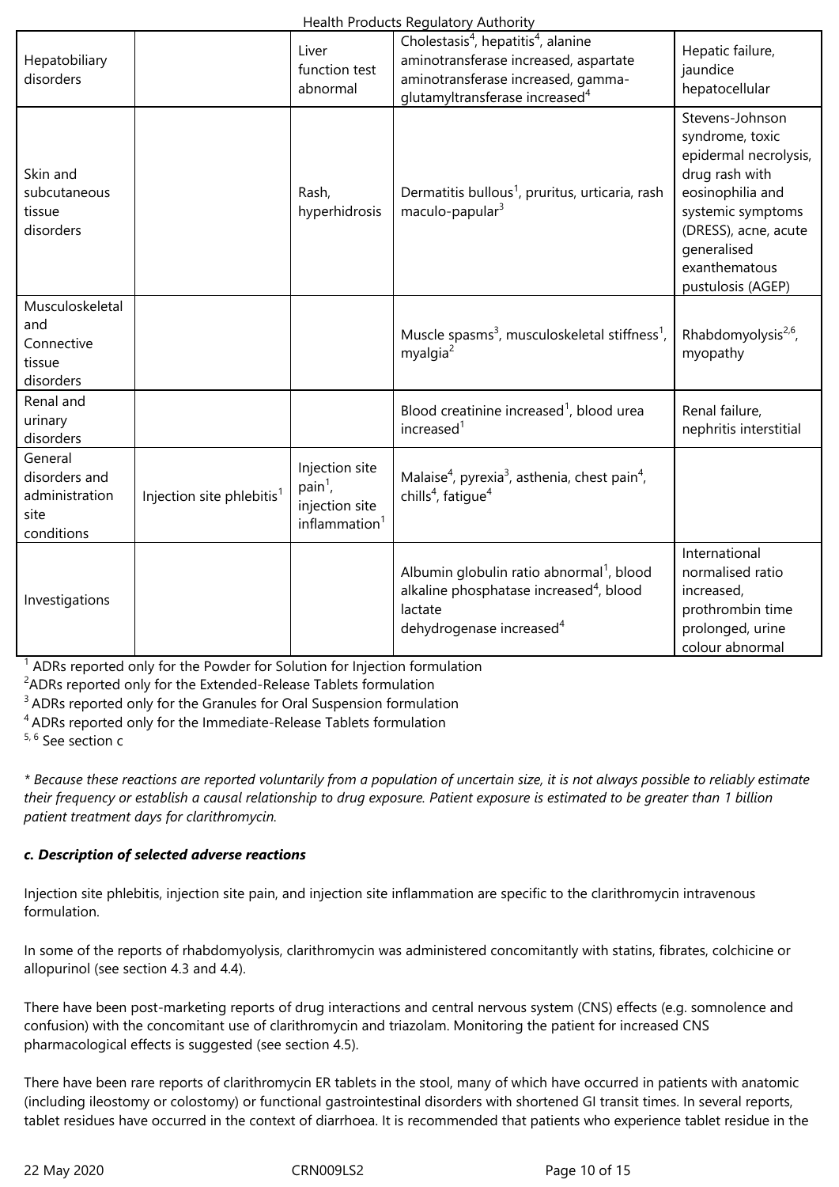| | | | | |
|---|---|---|---|---|
| Hepatobiliary disorders | | Liver function test abnormal | Cholestasis[4], hepatitis[4], alanine aminotransferase increased, aspartate aminotransferase increased, gamma-glutamyltransferase increased[4] | Hepatic failure, jaundice hepatocellular |
| Skin and subcutaneous tissue disorders | | Rash, hyperhidrosis | Dermatitis bullous[1], pruritus, urticaria, rash maculo-papular[3] | Stevens-Johnson syndrome, toxic epidermal necrolysis, drug rash with eosinophilia and systemic symptoms (DRESS), acne, acute generalised exanthematous pustulosis (AGEP) |
| Musculoskeletal and Connective tissue disorders | | | Muscle spasms[3], musculoskeletal stiffness[1], myalgia[2] | Rhabdomyolysis[2,6], myopathy |
| Renal and urinary disorders | | | Blood creatinine increased[1], blood urea increased[1] | Renal failure, nephritis interstitial |
| General disorders and administration site conditions | Injection site phlebitis[1] | Injection site pain[1], injection site inflammation[1] | Malaise[4], pyrexia[3], asthenia, chest pain[4], chills[4], fatigue[4] | |
| Investigations | | | Albumin globulin ratio abnormal[1], blood alkaline phosphatase increased[4], blood lactate dehydrogenase increased[4] | International normalised ratio increased, prothrombin time prolonged, urine colour abnormal |

[1] ADRs reported only for the Powder for Solution for Injection formulation
[2] ADRs reported only for the Extended-Release Tablets formulation
[3] ADRs reported only for the Granules for Oral Suspension formulation
[4] ADRs reported only for the Immediate-Release Tablets formulation
[5, 6] See section c

*\* Because these reactions are reported voluntarily from a population of uncertain size, it is not always possible to reliably estimate their frequency or establish a causal relationship to drug exposure. Patient exposure is estimated to be greater than 1 billion patient treatment days for clarithromycin.*

***c. Description of selected adverse reactions***

Injection site phlebitis, injection site pain, and injection site inflammation are specific to the clarithromycin intravenous formulation.

In some of the reports of rhabdomyolysis, clarithromycin was administered concomitantly with statins, fibrates, colchicine or allopurinol (see section 4.3 and 4.4).

There have been post-marketing reports of drug interactions and central nervous system (CNS) effects (e.g. somnolence and confusion) with the concomitant use of clarithromycin and triazolam. Monitoring the patient for increased CNS pharmacological effects is suggested (see section 4.5).

There have been rare reports of clarithromycin ER tablets in the stool, many of which have occurred in patients with anatomic (including ileostomy or colostomy) or functional gastrointestinal disorders with shortened GI transit times. In several reports, tablet residues have occurred in the context of diarrhoea. It is recommended that patients who experience tablet residue in the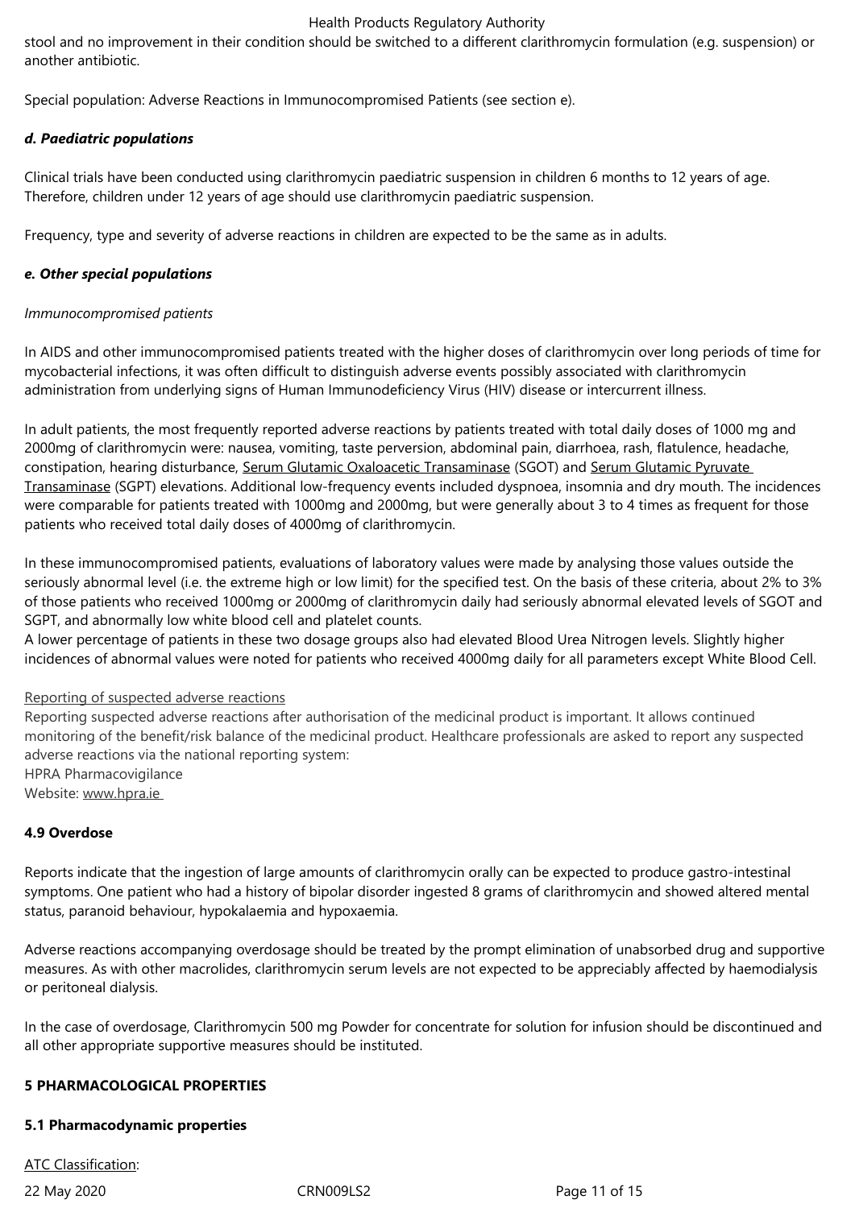stool and no improvement in their condition should be switched to a different clarithromycin formulation (e.g. suspension) or another antibiotic.

Special population: Adverse Reactions in Immunocompromised Patients (see section e).

***d. Paediatric populations***

Clinical trials have been conducted using clarithromycin paediatric suspension in children 6 months to 12 years of age. Therefore, children under 12 years of age should use clarithromycin paediatric suspension.

Frequency, type and severity of adverse reactions in children are expected to be the same as in adults.

***e. Other special populations***

*Immunocompromised patients*

In AIDS and other immunocompromised patients treated with the higher doses of clarithromycin over long periods of time for mycobacterial infections, it was often difficult to distinguish adverse events possibly associated with clarithromycin administration from underlying signs of Human Immunodeficiency Virus (HIV) disease or intercurrent illness.

In adult patients, the most frequently reported adverse reactions by patients treated with total daily doses of 1000 mg and 2000mg of clarithromycin were: nausea, vomiting, taste perversion, abdominal pain, diarrhoea, rash, flatulence, headache, constipation, hearing disturbance, Serum Glutamic Oxaloacetic Transaminase (SGOT) and Serum Glutamic Pyruvate Transaminase (SGPT) elevations. Additional low-frequency events included dyspnoea, insomnia and dry mouth. The incidences were comparable for patients treated with 1000mg and 2000mg, but were generally about 3 to 4 times as frequent for those patients who received total daily doses of 4000mg of clarithromycin.

In these immunocompromised patients, evaluations of laboratory values were made by analysing those values outside the seriously abnormal level (i.e. the extreme high or low limit) for the specified test. On the basis of these criteria, about 2% to 3% of those patients who received 1000mg or 2000mg of clarithromycin daily had seriously abnormal elevated levels of SGOT and SGPT, and abnormally low white blood cell and platelet counts.
A lower percentage of patients in these two dosage groups also had elevated Blood Urea Nitrogen levels. Slightly higher incidences of abnormal values were noted for patients who received 4000mg daily for all parameters except White Blood Cell.

Reporting of suspected adverse reactions
Reporting suspected adverse reactions after authorisation of the medicinal product is important. It allows continued monitoring of the benefit/risk balance of the medicinal product. Healthcare professionals are asked to report any suspected adverse reactions via the national reporting system:
HPRA Pharmacovigilance
Website: www.hpra.ie

**4.9 Overdose**

Reports indicate that the ingestion of large amounts of clarithromycin orally can be expected to produce gastro-intestinal symptoms. One patient who had a history of bipolar disorder ingested 8 grams of clarithromycin and showed altered mental status, paranoid behaviour, hypokalaemia and hypoxaemia.

Adverse reactions accompanying overdosage should be treated by the prompt elimination of unabsorbed drug and supportive measures. As with other macrolides, clarithromycin serum levels are not expected to be appreciably affected by haemodialysis or peritoneal dialysis.

In the case of overdosage, Clarithromycin 500 mg Powder for concentrate for solution for infusion should be discontinued and all other appropriate supportive measures should be instituted.

**5 PHARMACOLOGICAL PROPERTIES**

**5.1 Pharmacodynamic properties**

ATC Classification: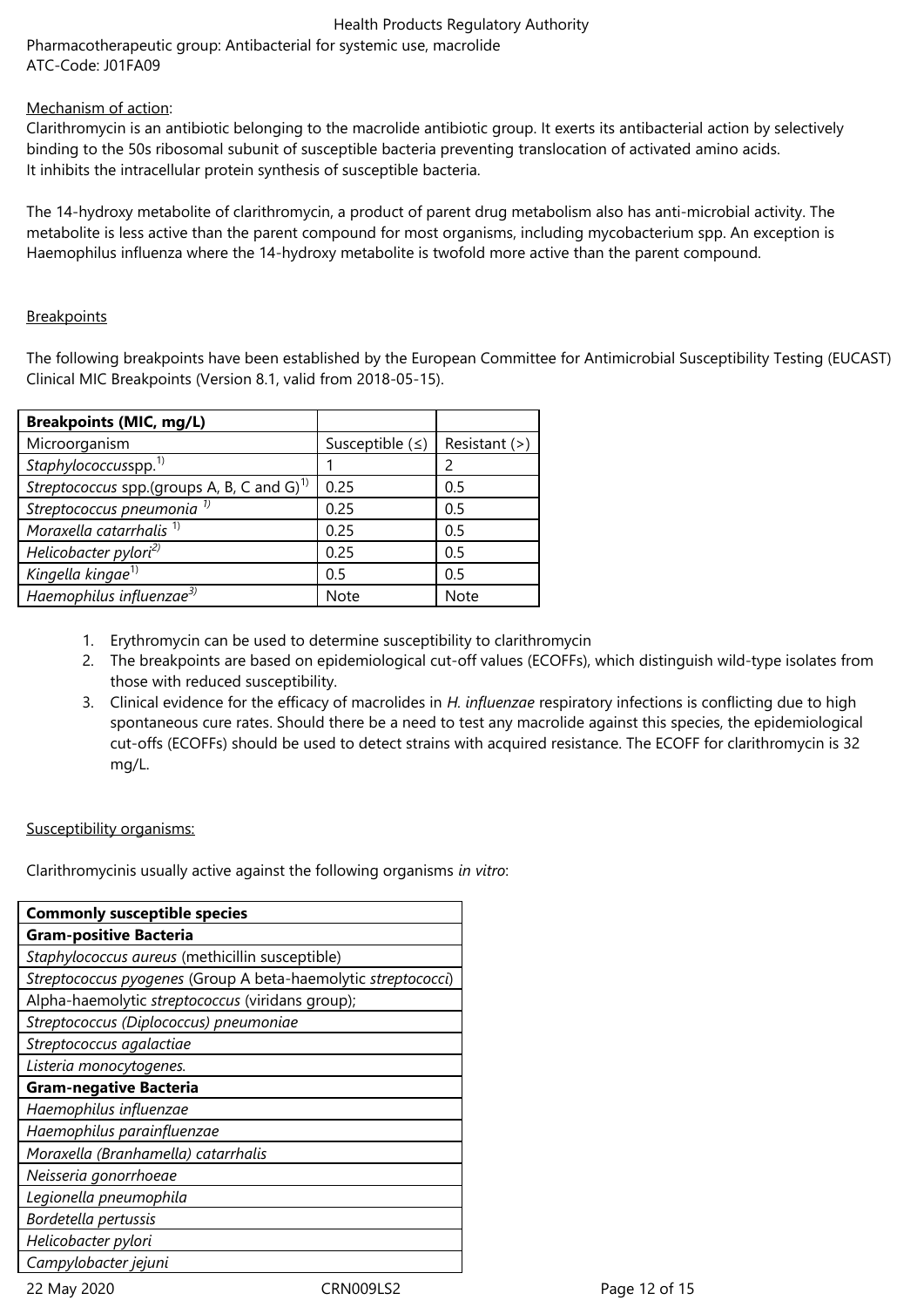Pharmacotherapeutic group: Antibacterial for systemic use, macrolide
ATC-Code: J01FA09

Mechanism of action:
Clarithromycin is an antibiotic belonging to the macrolide antibiotic group. It exerts its antibacterial action by selectively binding to the 50s ribosomal subunit of susceptible bacteria preventing translocation of activated amino acids.
It inhibits the intracellular protein synthesis of susceptible bacteria.

The 14-hydroxy metabolite of clarithromycin, a product of parent drug metabolism also has anti-microbial activity. The metabolite is less active than the parent compound for most organisms, including mycobacterium spp. An exception is Haemophilus influenza where the 14-hydroxy metabolite is twofold more active than the parent compound.

Breakpoints

The following breakpoints have been established by the European Committee for Antimicrobial Susceptibility Testing (EUCAST) Clinical MIC Breakpoints (Version 8.1, valid from 2018-05-15).

| **Breakpoints (MIC, mg/L)** | | |
|---|---|---|
| Microorganism | Susceptible (≤) | Resistant (>) |
| *Staphylococcus*spp.[1] | 1 | 2 |
| *Streptococcus* spp.(groups A, B, C and G)[1] | 0.25 | 0.5 |
| *Streptococcus pneumonia* [1] | 0.25 | 0.5 |
| *Moraxella catarrhalis* [1] | 0.25 | 0.5 |
| *Helicobacter pylori*[2] | 0.25 | 0.5 |
| *Kingella kingae*[1] | 0.5 | 0.5 |
| *Haemophilus influenzae*[3] | Note | Note |

1. Erythromycin can be used to determine susceptibility to clarithromycin
2. The breakpoints are based on epidemiological cut-off values (ECOFFs), which distinguish wild-type isolates from those with reduced susceptibility.
3. Clinical evidence for the efficacy of macrolides in *H. influenzae* respiratory infections is conflicting due to high spontaneous cure rates. Should there be a need to test any macrolide against this species, the epidemiological cut-offs (ECOFFs) should be used to detect strains with acquired resistance. The ECOFF for clarithromycin is 32 mg/L.

Susceptibility organisms:

Clarithromycinis usually active against the following organisms *in vitro*:

| **Commonly susceptible species** |
|---|
| **Gram-positive Bacteria** |
| *Staphylococcus aureus* (methicillin susceptible) |
| *Streptococcus pyogenes* (Group A beta-haemolytic *streptococci*) |
| Alpha-haemolytic *streptococcus* (viridans group); |
| *Streptococcus (Diplococcus) pneumoniae* |
| *Streptococcus agalactiae* |
| *Listeria monocytogenes.* |
| **Gram-negative Bacteria** |
| *Haemophilus influenzae* |
| *Haemophilus parainfluenzae* |
| *Moraxella (Branhamella) catarrhalis* |
| *Neisseria gonorrhoeae* |
| *Legionella pneumophila* |
| *Bordetella pertussis* |
| *Helicobacter pylori* |
| *Campylobacter jejuni* |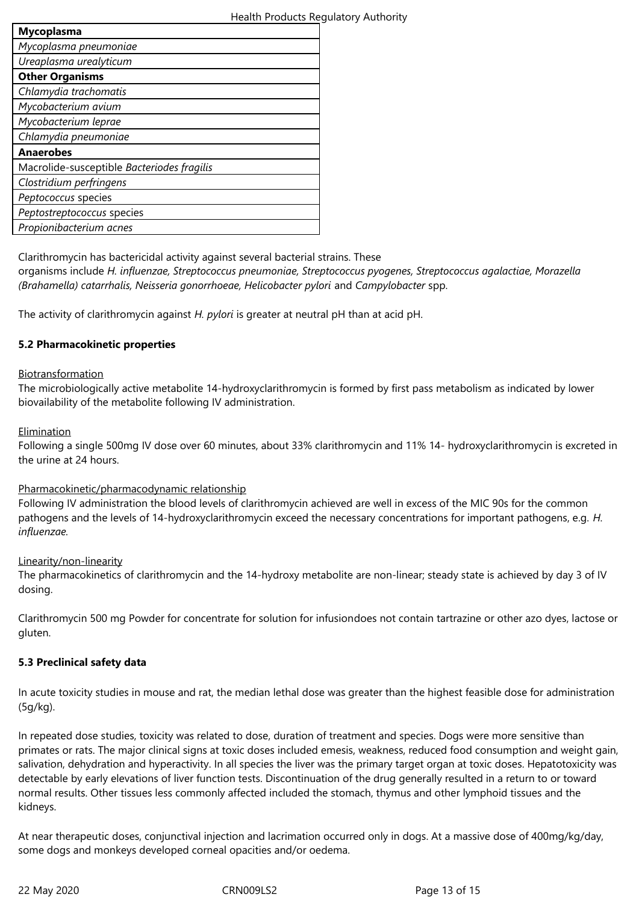| **Mycoplasma** |
|---|
| *Mycoplasma pneumoniae* |
| *Ureaplasma urealyticum* |
| **Other Organisms** |
| *Chlamydia trachomatis* |
| *Mycobacterium avium* |
| *Mycobacterium leprae* |
| *Chlamydia pneumoniae* |
| **Anaerobes** |
| Macrolide-susceptible *Bacteriodes fragilis* |
| *Clostridium perfringens* |
| *Peptococcus* species |
| *Peptostreptococcus* species |
| *Propionibacterium acnes* |

Clarithromycin has bactericidal activity against several bacterial strains. These organisms include *H. influenzae, Streptococcus pneumoniae, Streptococcus pyogenes, Streptococcus agalactiae, Morazella (Brahamella) catarrhalis, Neisseria gonorrhoeae, Helicobacter pylori* and *Campylobacter* spp.

The activity of clarithromycin against *H. pylori* is greater at neutral pH than at acid pH.

### 5.2 Pharmacokinetic properties

Biotransformation

The microbiologically active metabolite 14-hydroxyclarithromycin is formed by first pass metabolism as indicated by lower bioavailability of the metabolite following IV administration.

Elimination

Following a single 500mg IV dose over 60 minutes, about 33% clarithromycin and 11% 14- hydroxyclarithromycin is excreted in the urine at 24 hours.

Pharmacokinetic/pharmacodynamic relationship

Following IV administration the blood levels of clarithromycin achieved are well in excess of the MIC 90s for the common pathogens and the levels of 14-hydroxyclarithromycin exceed the necessary concentrations for important pathogens, e.g. *H. influenzae.*

Linearity/non-linearity

The pharmacokinetics of clarithromycin and the 14-hydroxy metabolite are non-linear; steady state is achieved by day 3 of IV dosing.

Clarithromycin 500 mg Powder for concentrate for solution for infusiondoes not contain tartrazine or other azo dyes, lactose or gluten.

### 5.3 Preclinical safety data

In acute toxicity studies in mouse and rat, the median lethal dose was greater than the highest feasible dose for administration (5g/kg).

In repeated dose studies, toxicity was related to dose, duration of treatment and species. Dogs were more sensitive than primates or rats. The major clinical signs at toxic doses included emesis, weakness, reduced food consumption and weight gain, salivation, dehydration and hyperactivity. In all species the liver was the primary target organ at toxic doses. Hepatotoxicity was detectable by early elevations of liver function tests. Discontinuation of the drug generally resulted in a return to or toward normal results. Other tissues less commonly affected included the stomach, thymus and other lymphoid tissues and the kidneys.

At near therapeutic doses, conjunctival injection and lacrimation occurred only in dogs. At a massive dose of 400mg/kg/day, some dogs and monkeys developed corneal opacities and/or oedema.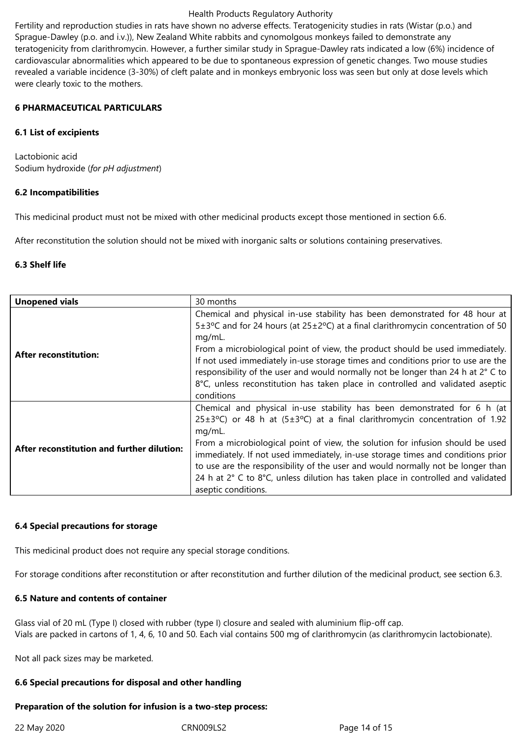Fertility and reproduction studies in rats have shown no adverse effects. Teratogenicity studies in rats (Wistar (p.o.) and Sprague-Dawley (p.o. and i.v.)), New Zealand White rabbits and cynomolgous monkeys failed to demonstrate any teratogenicity from clarithromycin. However, a further similar study in Sprague-Dawley rats indicated a low (6%) incidence of cardiovascular abnormalities which appeared to be due to spontaneous expression of genetic changes. Two mouse studies revealed a variable incidence (3-30%) of cleft palate and in monkeys embryonic loss was seen but only at dose levels which were clearly toxic to the mothers.

## 6 PHARMACEUTICAL PARTICULARS

### 6.1 List of excipients

Lactobionic acid
Sodium hydroxide (*for pH adjustment*)

### 6.2 Incompatibilities

This medicinal product must not be mixed with other medicinal products except those mentioned in section 6.6.

After reconstitution the solution should not be mixed with inorganic salts or solutions containing preservatives.

### 6.3 Shelf life

| **Unopened vials** | 30 months |
|---|---|
| **After reconstitution:** | Chemical and physical in-use stability has been demonstrated for 48 hour at 5±3ºC and for 24 hours (at 25±2ºC) at a final clarithromycin concentration of 50 mg/mL. From a microbiological point of view, the product should be used immediately. If not used immediately in-use storage times and conditions prior to use are the responsibility of the user and would normally not be longer than 24 h at 2° C to 8°C, unless reconstitution has taken place in controlled and validated aseptic conditions |
| **After reconstitution and further dilution:** | Chemical and physical in-use stability has been demonstrated for 6 h (at 25±3ºC) or 48 h at (5±3ºC) at a final clarithromycin concentration of 1.92 mg/mL. From a microbiological point of view, the solution for infusion should be used immediately. If not used immediately, in-use storage times and conditions prior to use are the responsibility of the user and would normally not be longer than 24 h at 2° C to 8°C, unless dilution has taken place in controlled and validated aseptic conditions. |

### 6.4 Special precautions for storage

This medicinal product does not require any special storage conditions.

For storage conditions after reconstitution or after reconstitution and further dilution of the medicinal product, see section 6.3.

### 6.5 Nature and contents of container

Glass vial of 20 mL (Type I) closed with rubber (type I) closure and sealed with aluminium flip-off cap.
Vials are packed in cartons of 1, 4, 6, 10 and 50. Each vial contains 500 mg of clarithromycin (as clarithromycin lactobionate).

Not all pack sizes may be marketed.

### 6.6 Special precautions for disposal and other handling

**Preparation of the solution for infusion is a two-step process:**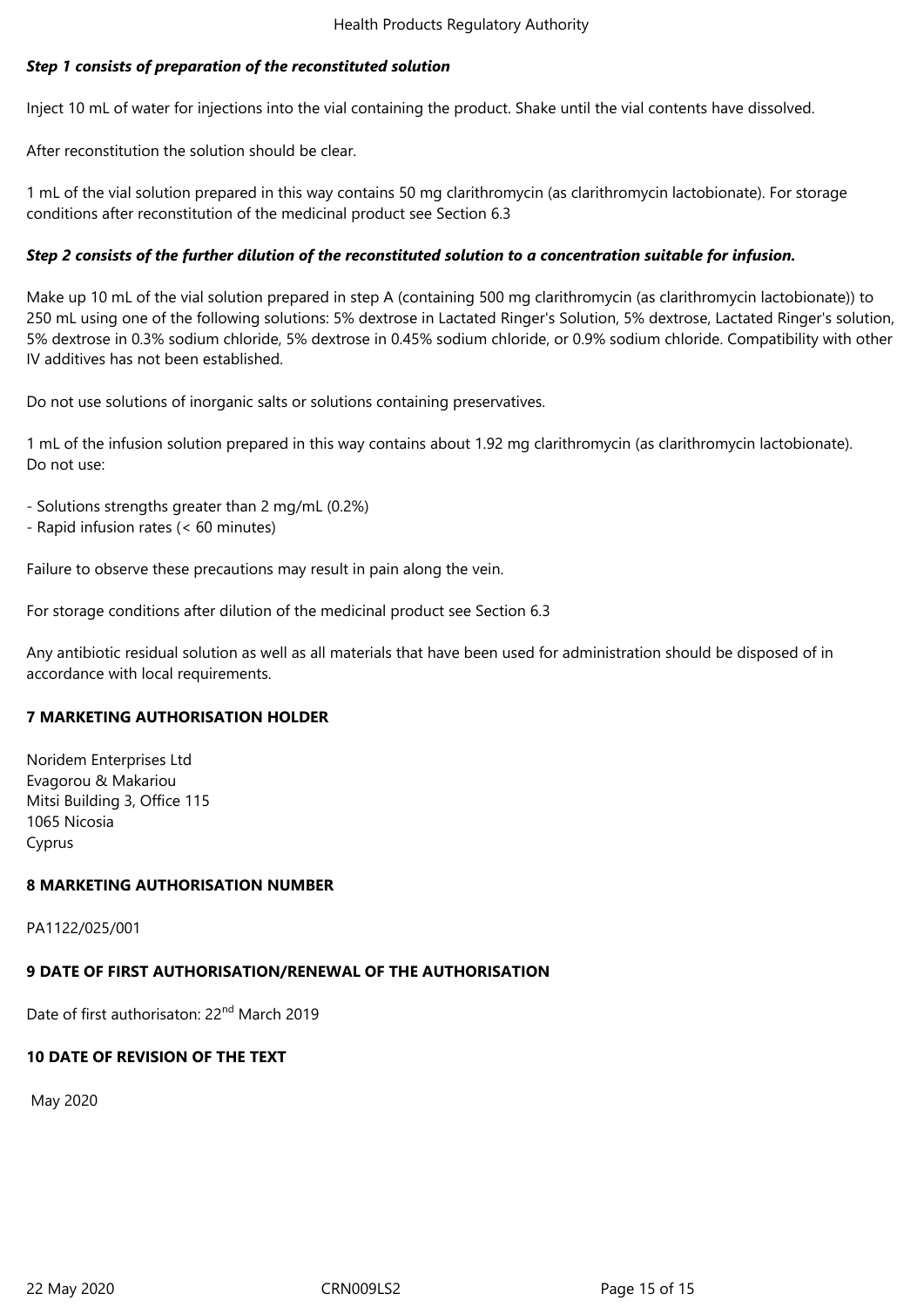***Step 1 consists of preparation of the reconstituted solution***

Inject 10 mL of water for injections into the vial containing the product. Shake until the vial contents have dissolved.

After reconstitution the solution should be clear.

1 mL of the vial solution prepared in this way contains 50 mg clarithromycin (as clarithromycin lactobionate). For storage conditions after reconstitution of the medicinal product see Section 6.3

***Step 2 consists of the further dilution of the reconstituted solution to a concentration suitable for infusion.***

Make up 10 mL of the vial solution prepared in step A (containing 500 mg clarithromycin (as clarithromycin lactobionate)) to 250 mL using one of the following solutions: 5% dextrose in Lactated Ringer's Solution, 5% dextrose, Lactated Ringer's solution, 5% dextrose in 0.3% sodium chloride, 5% dextrose in 0.45% sodium chloride, or 0.9% sodium chloride. Compatibility with other IV additives has not been established.

Do not use solutions of inorganic salts or solutions containing preservatives.

1 mL of the infusion solution prepared in this way contains about 1.92 mg clarithromycin (as clarithromycin lactobionate).
Do not use:

- Solutions strengths greater than 2 mg/mL (0.2%)
- Rapid infusion rates (< 60 minutes)

Failure to observe these precautions may result in pain along the vein.

For storage conditions after dilution of the medicinal product see Section 6.3

Any antibiotic residual solution as well as all materials that have been used for administration should be disposed of in accordance with local requirements.

## 7 MARKETING AUTHORISATION HOLDER

Noridem Enterprises Ltd
Evagorou & Makariou
Mitsi Building 3, Office 115
1065 Nicosia
Cyprus

## 8 MARKETING AUTHORISATION NUMBER

PA1122/025/001

## 9 DATE OF FIRST AUTHORISATION/RENEWAL OF THE AUTHORISATION

Date of first authorisaton: 22nd March 2019

## 10 DATE OF REVISION OF THE TEXT

May 2020